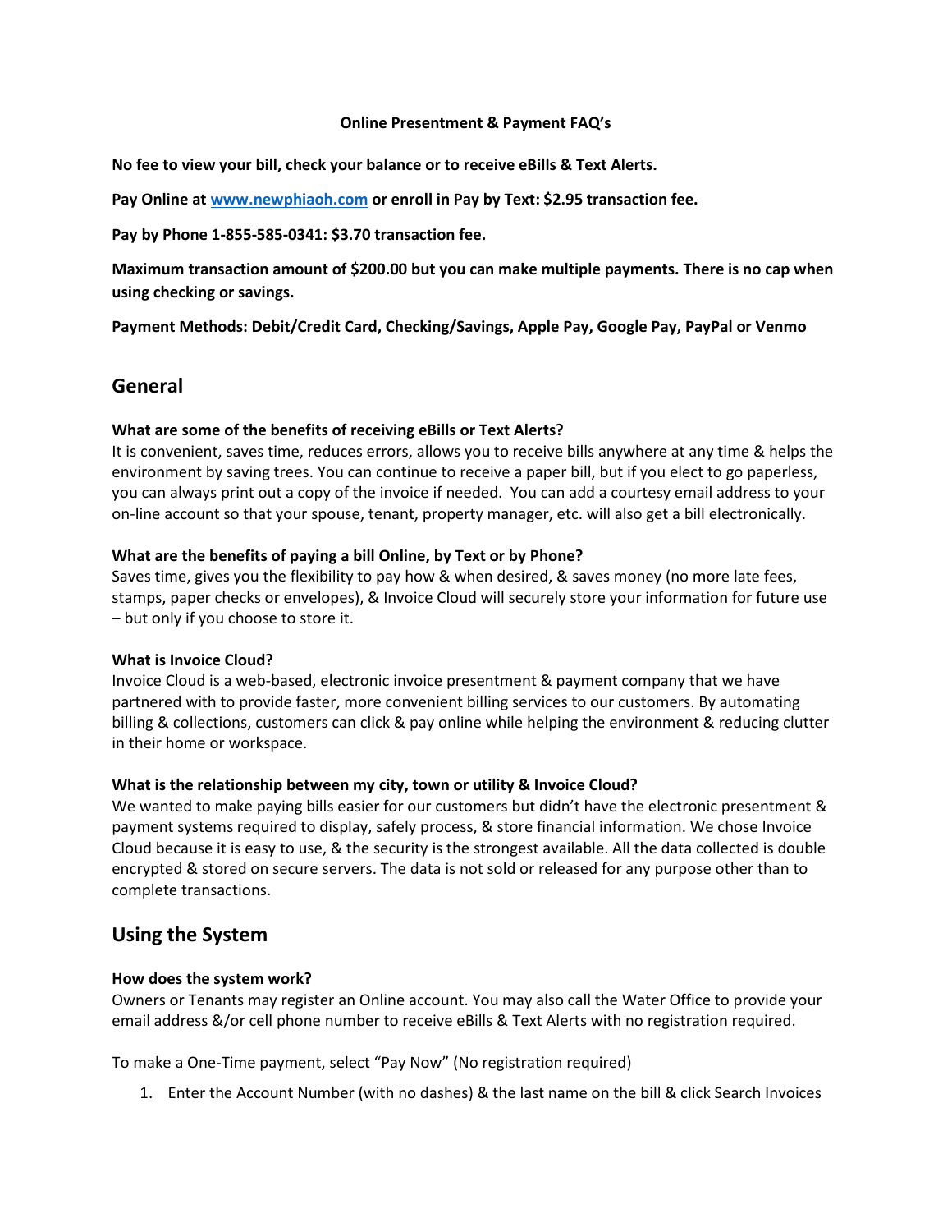**Online Presentment & Payment FAQ's**

**No fee to view your bill, check your balance or to receive eBills & Text Alerts.**

**Pay Online at [www.newphiaoh.com](www.newphiaoh.com) or enroll in Pay by Text: $2.95 transaction fee.**

**Pay by Phone 1-855-585-0341: $3.70 transaction fee.**

**Maximum transaction amount of $200.00 but you can make multiple payments. There is no cap when using checking or savings.**

**Payment Methods: Debit/Credit Card, Checking/Savings, Apple Pay, Google Pay, PayPal or Venmo**

## General

**What are some of the benefits of receiving eBills or Text Alerts?**
It is convenient, saves time, reduces errors, allows you to receive bills anywhere at any time & helps the environment by saving trees. You can continue to receive a paper bill, but if you elect to go paperless, you can always print out a copy of the invoice if needed. You can add a courtesy email address to your on-line account so that your spouse, tenant, property manager, etc. will also get a bill electronically.

**What are the benefits of paying a bill Online, by Text or by Phone?**
Saves time, gives you the flexibility to pay how & when desired, & saves money (no more late fees, stamps, paper checks or envelopes), & Invoice Cloud will securely store your information for future use – but only if you choose to store it.

**What is Invoice Cloud?**
Invoice Cloud is a web-based, electronic invoice presentment & payment company that we have partnered with to provide faster, more convenient billing services to our customers. By automating billing & collections, customers can click & pay online while helping the environment & reducing clutter in their home or workspace.

**What is the relationship between my city, town or utility & Invoice Cloud?**
We wanted to make paying bills easier for our customers but didn't have the electronic presentment & payment systems required to display, safely process, & store financial information. We chose Invoice Cloud because it is easy to use, & the security is the strongest available. All the data collected is double encrypted & stored on secure servers. The data is not sold or released for any purpose other than to complete transactions.

## Using the System

**How does the system work?**
Owners or Tenants may register an Online account. You may also call the Water Office to provide your email address &/or cell phone number to receive eBills & Text Alerts with no registration required.

To make a One-Time payment, select "Pay Now" (No registration required)

1. Enter the Account Number (with no dashes) & the last name on the bill & click Search Invoices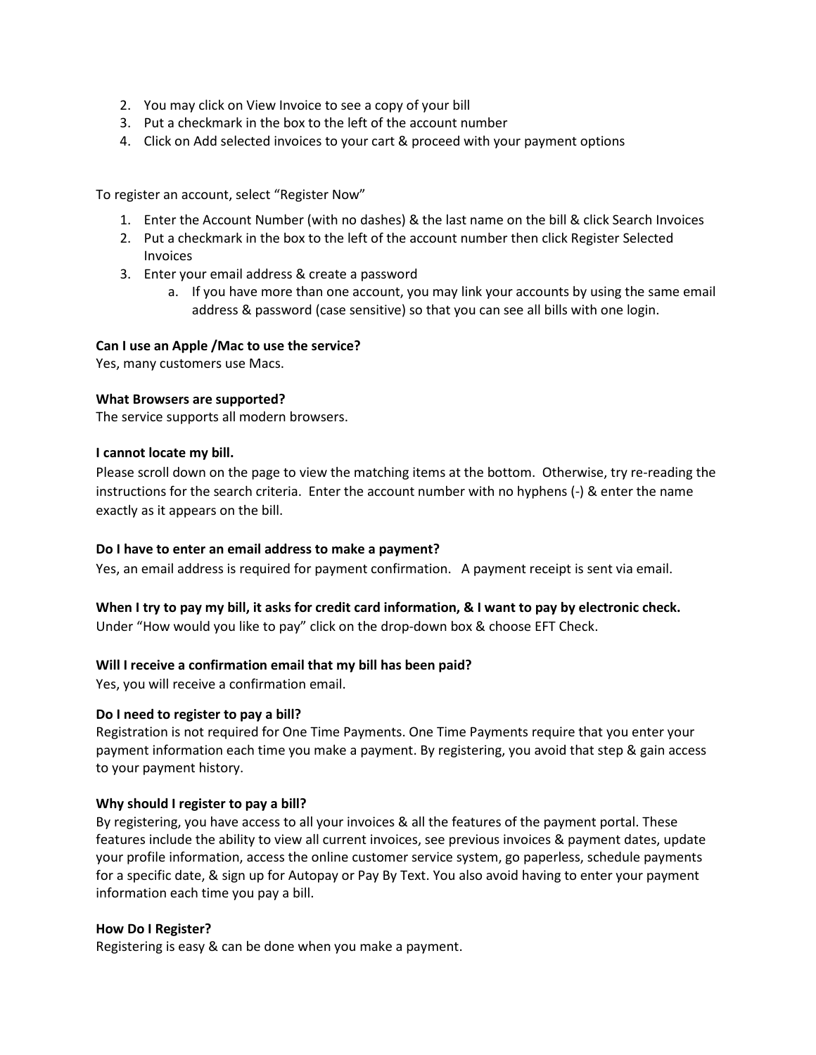2. You may click on View Invoice to see a copy of your bill
3. Put a checkmark in the box to the left of the account number
4. Click on Add selected invoices to your cart & proceed with your payment options

To register an account, select "Register Now"

1. Enter the Account Number (with no dashes) & the last name on the bill & click Search Invoices
2. Put a checkmark in the box to the left of the account number then click Register Selected Invoices
3. Enter your email address & create a password
   a. If you have more than one account, you may link your accounts by using the same email address & password (case sensitive) so that you can see all bills with one login.

**Can I use an Apple /Mac to use the service?**
Yes, many customers use Macs.

**What Browsers are supported?**
The service supports all modern browsers.

**I cannot locate my bill.**
Please scroll down on the page to view the matching items at the bottom. Otherwise, try re-reading the instructions for the search criteria. Enter the account number with no hyphens (-) & enter the name exactly as it appears on the bill.

**Do I have to enter an email address to make a payment?**
Yes, an email address is required for payment confirmation. A payment receipt is sent via email.

**When I try to pay my bill, it asks for credit card information, & I want to pay by electronic check.**
Under "How would you like to pay" click on the drop-down box & choose EFT Check.

**Will I receive a confirmation email that my bill has been paid?**
Yes, you will receive a confirmation email.

**Do I need to register to pay a bill?**
Registration is not required for One Time Payments. One Time Payments require that you enter your payment information each time you make a payment. By registering, you avoid that step & gain access to your payment history.

**Why should I register to pay a bill?**
By registering, you have access to all your invoices & all the features of the payment portal. These features include the ability to view all current invoices, see previous invoices & payment dates, update your profile information, access the online customer service system, go paperless, schedule payments for a specific date, & sign up for Autopay or Pay By Text. You also avoid having to enter your payment information each time you pay a bill.

**How Do I Register?**
Registering is easy & can be done when you make a payment.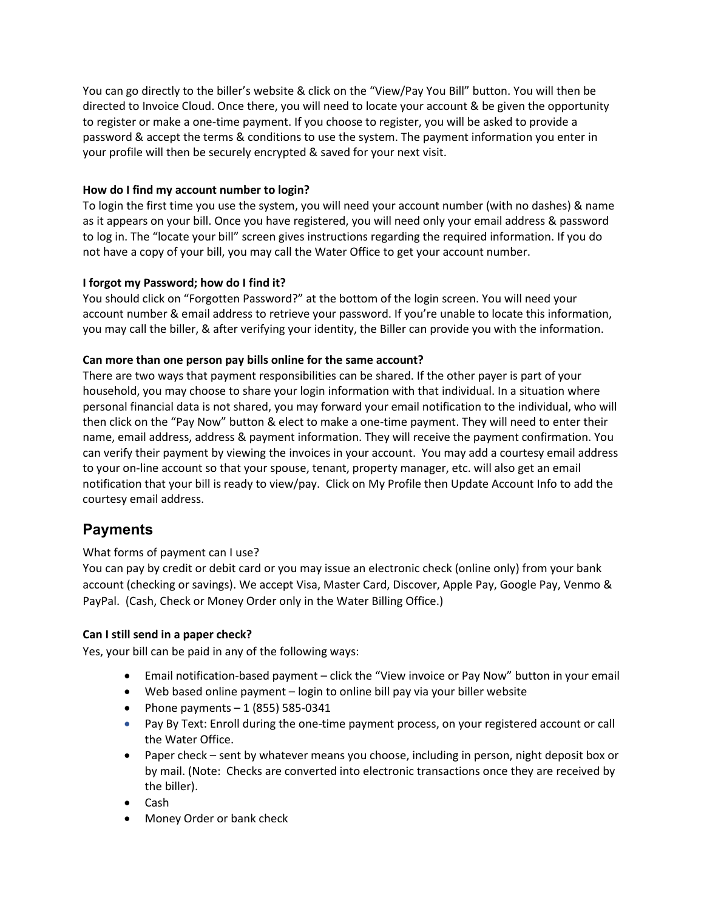You can go directly to the biller's website & click on the "View/Pay You Bill" button. You will then be directed to Invoice Cloud. Once there, you will need to locate your account & be given the opportunity to register or make a one-time payment. If you choose to register, you will be asked to provide a password & accept the terms & conditions to use the system. The payment information you enter in your profile will then be securely encrypted & saved for your next visit.

**How do I find my account number to login?**

To login the first time you use the system, you will need your account number (with no dashes) & name as it appears on your bill. Once you have registered, you will need only your email address & password to log in. The "locate your bill" screen gives instructions regarding the required information. If you do not have a copy of your bill, you may call the Water Office to get your account number.

**I forgot my Password; how do I find it?**

You should click on "Forgotten Password?" at the bottom of the login screen. You will need your account number & email address to retrieve your password. If you're unable to locate this information, you may call the biller, & after verifying your identity, the Biller can provide you with the information.

**Can more than one person pay bills online for the same account?**

There are two ways that payment responsibilities can be shared. If the other payer is part of your household, you may choose to share your login information with that individual. In a situation where personal financial data is not shared, you may forward your email notification to the individual, who will then click on the "Pay Now" button & elect to make a one-time payment. They will need to enter their name, email address, address & payment information. They will receive the payment confirmation. You can verify their payment by viewing the invoices in your account. You may add a courtesy email address to your on-line account so that your spouse, tenant, property manager, etc. will also get an email notification that your bill is ready to view/pay. Click on My Profile then Update Account Info to add the courtesy email address.

## Payments

What forms of payment can I use?

You can pay by credit or debit card or you may issue an electronic check (online only) from your bank account (checking or savings). We accept Visa, Master Card, Discover, Apple Pay, Google Pay, Venmo & PayPal. (Cash, Check or Money Order only in the Water Billing Office.)

**Can I still send in a paper check?**

Yes, your bill can be paid in any of the following ways:

- Email notification-based payment – click the "View invoice or Pay Now" button in your email
- Web based online payment – login to online bill pay via your biller website
- Phone payments – 1 (855) 585-0341
- Pay By Text: Enroll during the one-time payment process, on your registered account or call the Water Office.
- Paper check – sent by whatever means you choose, including in person, night deposit box or by mail. (Note: Checks are converted into electronic transactions once they are received by the biller).
- Cash
- Money Order or bank check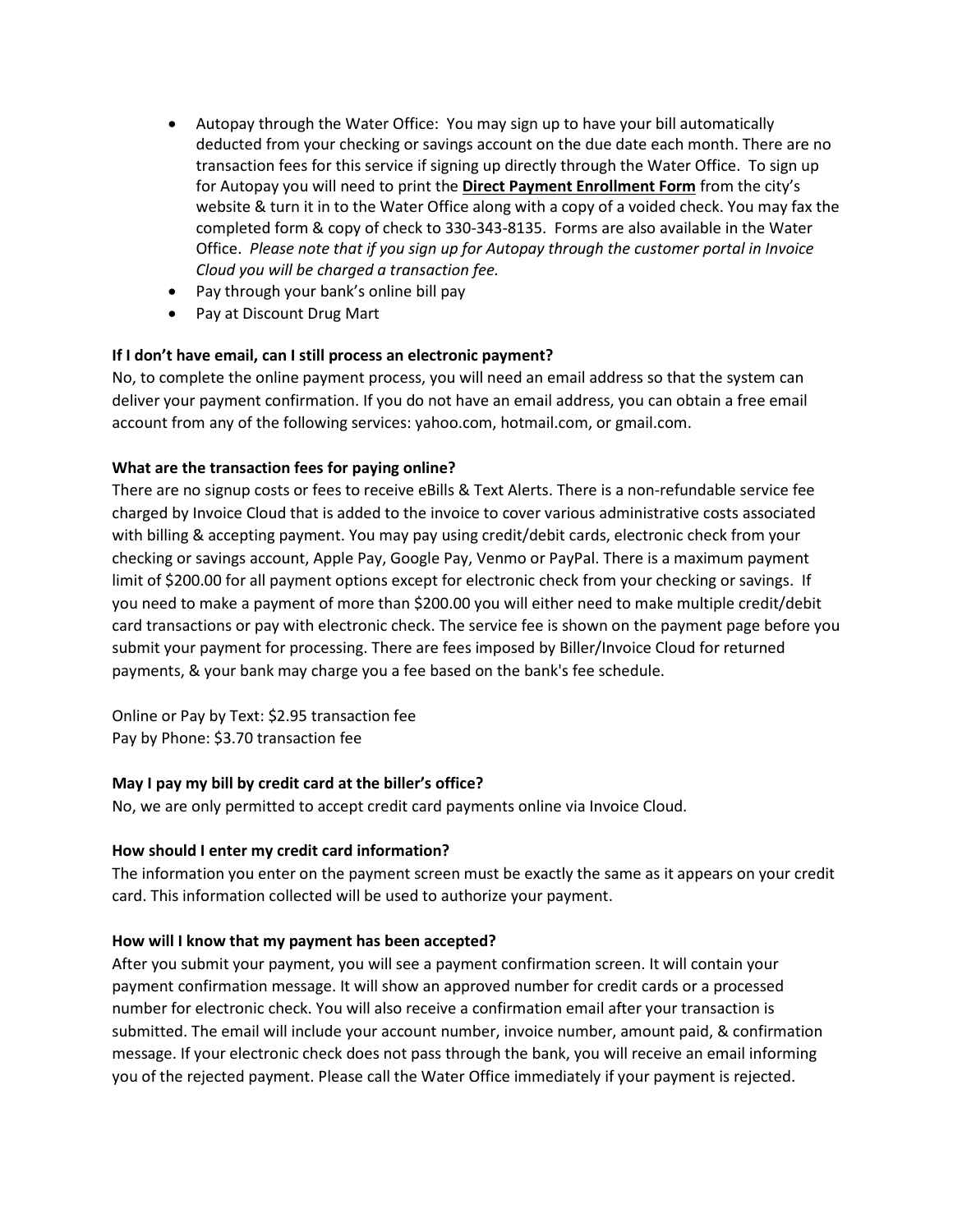- Autopay through the Water Office: You may sign up to have your bill automatically deducted from your checking or savings account on the due date each month. There are no transaction fees for this service if signing up directly through the Water Office. To sign up for Autopay you will need to print the **Direct Payment Enrollment Form** from the city's website & turn it in to the Water Office along with a copy of a voided check. You may fax the completed form & copy of check to 330-343-8135. Forms are also available in the Water Office. *Please note that if you sign up for Autopay through the customer portal in Invoice Cloud you will be charged a transaction fee.*
- Pay through your bank's online bill pay
- Pay at Discount Drug Mart

**If I don't have email, can I still process an electronic payment?**

No, to complete the online payment process, you will need an email address so that the system can deliver your payment confirmation. If you do not have an email address, you can obtain a free email account from any of the following services: yahoo.com, hotmail.com, or gmail.com.

**What are the transaction fees for paying online?**

There are no signup costs or fees to receive eBills & Text Alerts. There is a non-refundable service fee charged by Invoice Cloud that is added to the invoice to cover various administrative costs associated with billing & accepting payment. You may pay using credit/debit cards, electronic check from your checking or savings account, Apple Pay, Google Pay, Venmo or PayPal. There is a maximum payment limit of $200.00 for all payment options except for electronic check from your checking or savings. If you need to make a payment of more than $200.00 you will either need to make multiple credit/debit card transactions or pay with electronic check. The service fee is shown on the payment page before you submit your payment for processing. There are fees imposed by Biller/Invoice Cloud for returned payments, & your bank may charge you a fee based on the bank's fee schedule.

Online or Pay by Text: $2.95 transaction fee
Pay by Phone: $3.70 transaction fee

**May I pay my bill by credit card at the biller's office?**

No, we are only permitted to accept credit card payments online via Invoice Cloud.

**How should I enter my credit card information?**

The information you enter on the payment screen must be exactly the same as it appears on your credit card. This information collected will be used to authorize your payment.

**How will I know that my payment has been accepted?**

After you submit your payment, you will see a payment confirmation screen. It will contain your payment confirmation message. It will show an approved number for credit cards or a processed number for electronic check. You will also receive a confirmation email after your transaction is submitted. The email will include your account number, invoice number, amount paid, & confirmation message. If your electronic check does not pass through the bank, you will receive an email informing you of the rejected payment. Please call the Water Office immediately if your payment is rejected.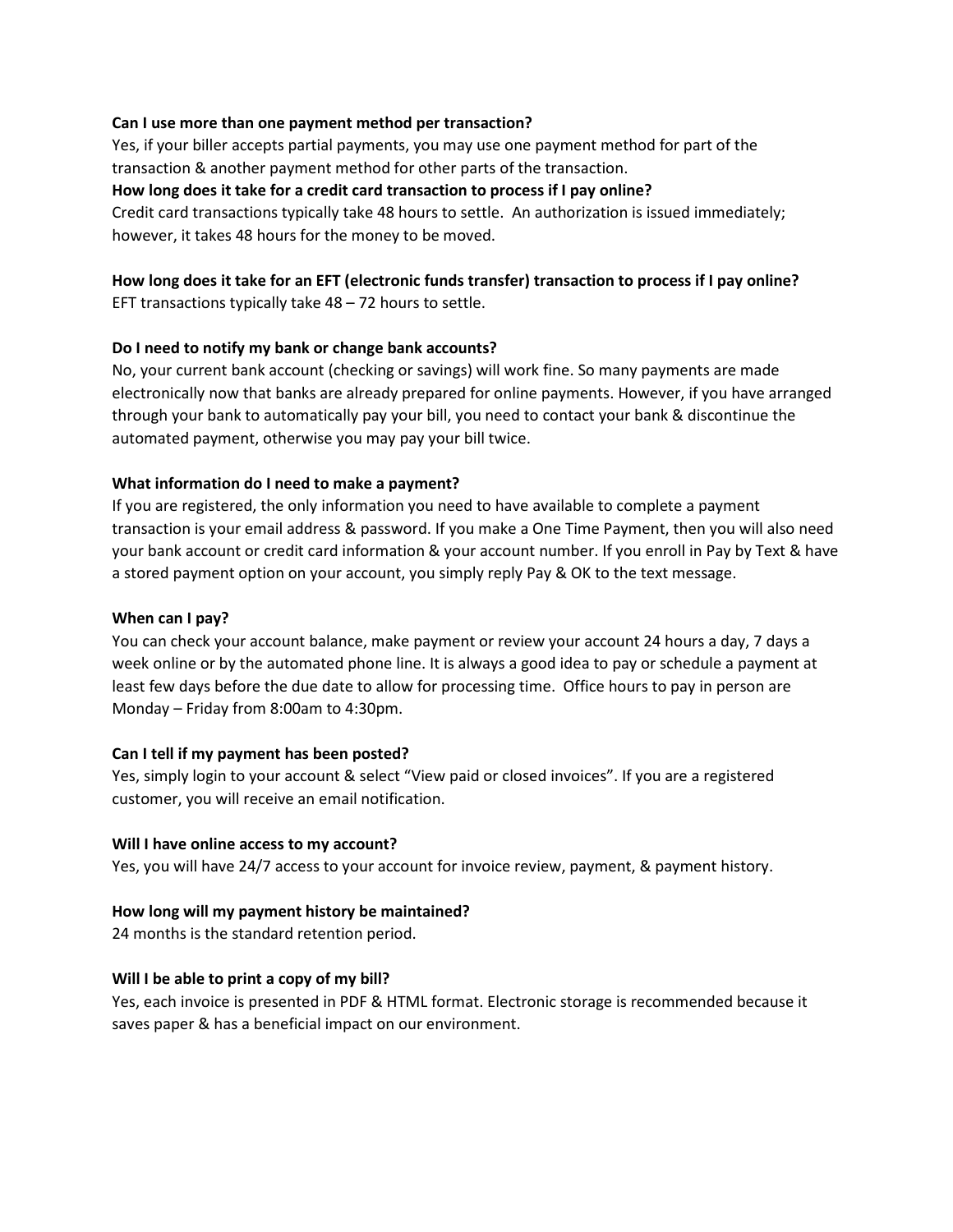**Can I use more than one payment method per transaction?**

Yes, if your biller accepts partial payments, you may use one payment method for part of the transaction & another payment method for other parts of the transaction.

**How long does it take for a credit card transaction to process if I pay online?**

Credit card transactions typically take 48 hours to settle. An authorization is issued immediately; however, it takes 48 hours for the money to be moved.

**How long does it take for an EFT (electronic funds transfer) transaction to process if I pay online?**

EFT transactions typically take 48 – 72 hours to settle.

**Do I need to notify my bank or change bank accounts?**

No, your current bank account (checking or savings) will work fine. So many payments are made electronically now that banks are already prepared for online payments. However, if you have arranged through your bank to automatically pay your bill, you need to contact your bank & discontinue the automated payment, otherwise you may pay your bill twice.

**What information do I need to make a payment?**

If you are registered, the only information you need to have available to complete a payment transaction is your email address & password. If you make a One Time Payment, then you will also need your bank account or credit card information & your account number. If you enroll in Pay by Text & have a stored payment option on your account, you simply reply Pay & OK to the text message.

**When can I pay?**

You can check your account balance, make payment or review your account 24 hours a day, 7 days a week online or by the automated phone line. It is always a good idea to pay or schedule a payment at least few days before the due date to allow for processing time. Office hours to pay in person are Monday – Friday from 8:00am to 4:30pm.

**Can I tell if my payment has been posted?**

Yes, simply login to your account & select "View paid or closed invoices". If you are a registered customer, you will receive an email notification.

**Will I have online access to my account?**

Yes, you will have 24/7 access to your account for invoice review, payment, & payment history.

**How long will my payment history be maintained?**

24 months is the standard retention period.

**Will I be able to print a copy of my bill?**

Yes, each invoice is presented in PDF & HTML format. Electronic storage is recommended because it saves paper & has a beneficial impact on our environment.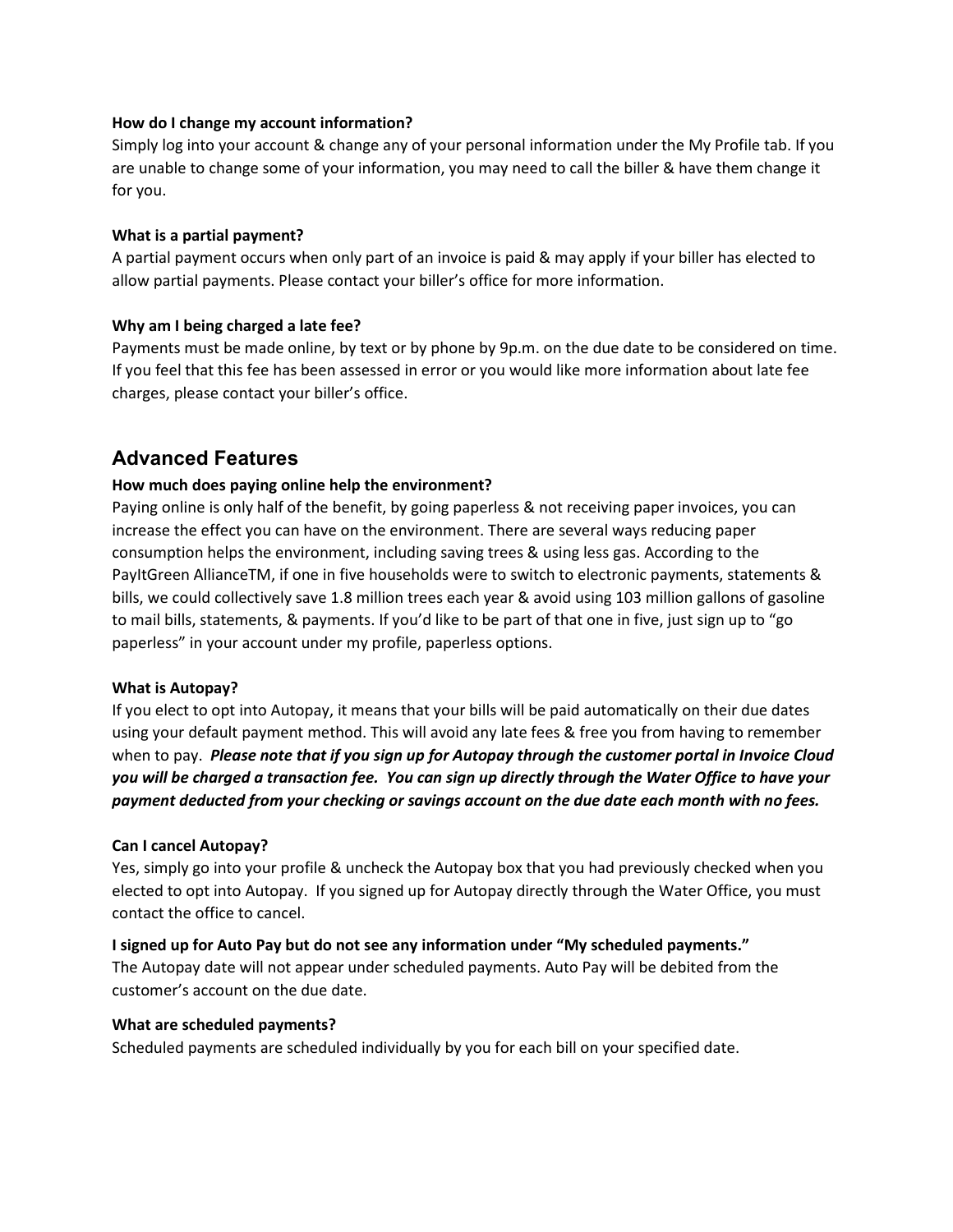**How do I change my account information?**

Simply log into your account & change any of your personal information under the My Profile tab. If you are unable to change some of your information, you may need to call the biller & have them change it for you.

**What is a partial payment?**

A partial payment occurs when only part of an invoice is paid & may apply if your biller has elected to allow partial payments. Please contact your biller's office for more information.

**Why am I being charged a late fee?**

Payments must be made online, by text or by phone by 9p.m. on the due date to be considered on time. If you feel that this fee has been assessed in error or you would like more information about late fee charges, please contact your biller's office.

## Advanced Features

**How much does paying online help the environment?**

Paying online is only half of the benefit, by going paperless & not receiving paper invoices, you can increase the effect you can have on the environment. There are several ways reducing paper consumption helps the environment, including saving trees & using less gas. According to the PayItGreen AllianceTM, if one in five households were to switch to electronic payments, statements & bills, we could collectively save 1.8 million trees each year & avoid using 103 million gallons of gasoline to mail bills, statements, & payments. If you'd like to be part of that one in five, just sign up to "go paperless" in your account under my profile, paperless options.

**What is Autopay?**

If you elect to opt into Autopay, it means that your bills will be paid automatically on their due dates using your default payment method. This will avoid any late fees & free you from having to remember when to pay. ***Please note that if you sign up for Autopay through the customer portal in Invoice Cloud you will be charged a transaction fee. You can sign up directly through the Water Office to have your payment deducted from your checking or savings account on the due date each month with no fees.***

**Can I cancel Autopay?**

Yes, simply go into your profile & uncheck the Autopay box that you had previously checked when you elected to opt into Autopay. If you signed up for Autopay directly through the Water Office, you must contact the office to cancel.

**I signed up for Auto Pay but do not see any information under "My scheduled payments."**

The Autopay date will not appear under scheduled payments. Auto Pay will be debited from the customer's account on the due date.

**What are scheduled payments?**

Scheduled payments are scheduled individually by you for each bill on your specified date.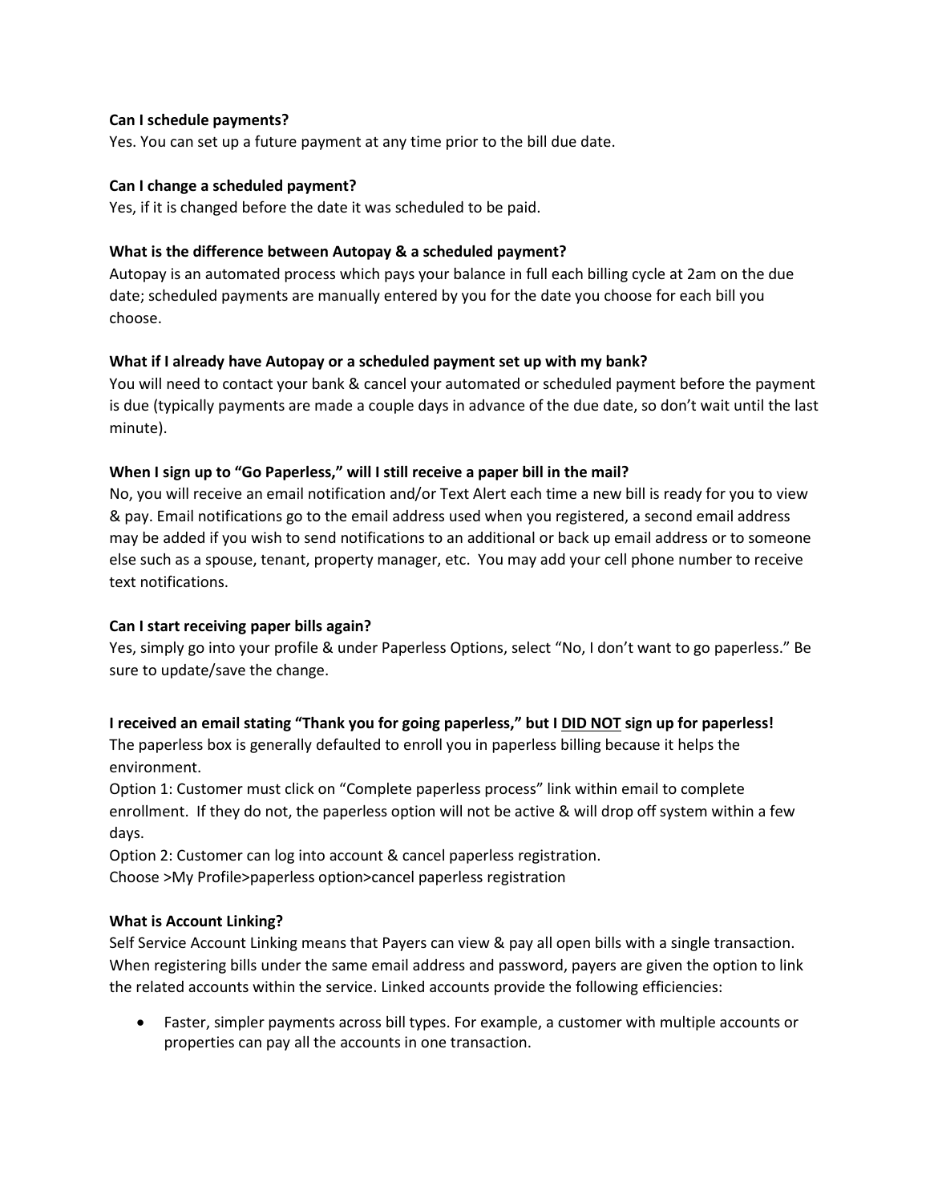**Can I schedule payments?**

Yes. You can set up a future payment at any time prior to the bill due date.

**Can I change a scheduled payment?**

Yes, if it is changed before the date it was scheduled to be paid.

**What is the difference between Autopay & a scheduled payment?**

Autopay is an automated process which pays your balance in full each billing cycle at 2am on the due date; scheduled payments are manually entered by you for the date you choose for each bill you choose.

**What if I already have Autopay or a scheduled payment set up with my bank?**

You will need to contact your bank & cancel your automated or scheduled payment before the payment is due (typically payments are made a couple days in advance of the due date, so don't wait until the last minute).

**When I sign up to "Go Paperless," will I still receive a paper bill in the mail?**

No, you will receive an email notification and/or Text Alert each time a new bill is ready for you to view & pay. Email notifications go to the email address used when you registered, a second email address may be added if you wish to send notifications to an additional or back up email address or to someone else such as a spouse, tenant, property manager, etc. You may add your cell phone number to receive text notifications.

**Can I start receiving paper bills again?**

Yes, simply go into your profile & under Paperless Options, select "No, I don't want to go paperless." Be sure to update/save the change.

**I received an email stating "Thank you for going paperless," but I <u>DID NOT</u> sign up for paperless!**

The paperless box is generally defaulted to enroll you in paperless billing because it helps the environment.

Option 1: Customer must click on "Complete paperless process" link within email to complete enrollment. If they do not, the paperless option will not be active & will drop off system within a few days.

Option 2: Customer can log into account & cancel paperless registration.

Choose >My Profile>paperless option>cancel paperless registration

**What is Account Linking?**

Self Service Account Linking means that Payers can view & pay all open bills with a single transaction. When registering bills under the same email address and password, payers are given the option to link the related accounts within the service. Linked accounts provide the following efficiencies:

- Faster, simpler payments across bill types. For example, a customer with multiple accounts or properties can pay all the accounts in one transaction.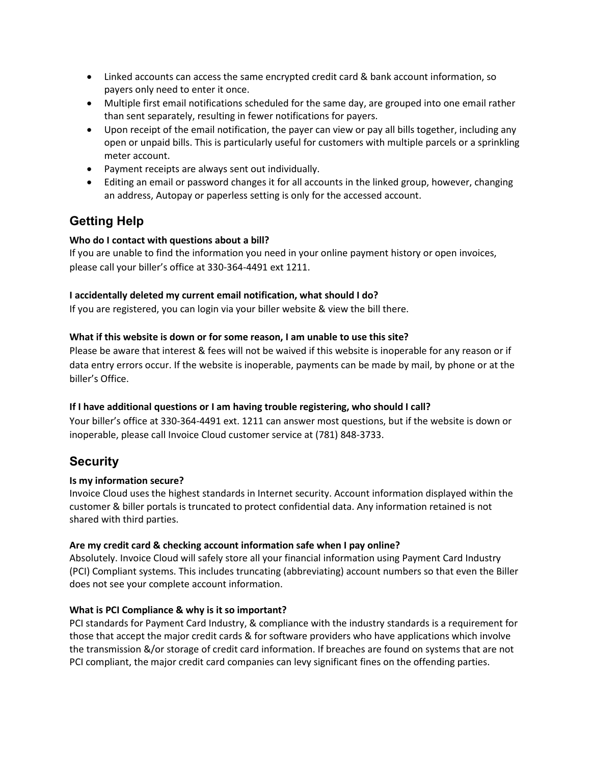- Linked accounts can access the same encrypted credit card & bank account information, so payers only need to enter it once.
- Multiple first email notifications scheduled for the same day, are grouped into one email rather than sent separately, resulting in fewer notifications for payers.
- Upon receipt of the email notification, the payer can view or pay all bills together, including any open or unpaid bills. This is particularly useful for customers with multiple parcels or a sprinkling meter account.
- Payment receipts are always sent out individually.
- Editing an email or password changes it for all accounts in the linked group, however, changing an address, Autopay or paperless setting is only for the accessed account.

## Getting Help

**Who do I contact with questions about a bill?**

If you are unable to find the information you need in your online payment history or open invoices, please call your biller's office at 330-364-4491 ext 1211.

**I accidentally deleted my current email notification, what should I do?**

If you are registered, you can login via your biller website & view the bill there.

**What if this website is down or for some reason, I am unable to use this site?**

Please be aware that interest & fees will not be waived if this website is inoperable for any reason or if data entry errors occur. If the website is inoperable, payments can be made by mail, by phone or at the biller's Office.

**If I have additional questions or I am having trouble registering, who should I call?**

Your biller's office at 330-364-4491 ext. 1211 can answer most questions, but if the website is down or inoperable, please call Invoice Cloud customer service at (781) 848-3733.

## Security

**Is my information secure?**

Invoice Cloud uses the highest standards in Internet security. Account information displayed within the customer & biller portals is truncated to protect confidential data. Any information retained is not shared with third parties.

**Are my credit card & checking account information safe when I pay online?**

Absolutely. Invoice Cloud will safely store all your financial information using Payment Card Industry (PCI) Compliant systems. This includes truncating (abbreviating) account numbers so that even the Biller does not see your complete account information.

**What is PCI Compliance & why is it so important?**

PCI standards for Payment Card Industry, & compliance with the industry standards is a requirement for those that accept the major credit cards & for software providers who have applications which involve the transmission &/or storage of credit card information. If breaches are found on systems that are not PCI compliant, the major credit card companies can levy significant fines on the offending parties.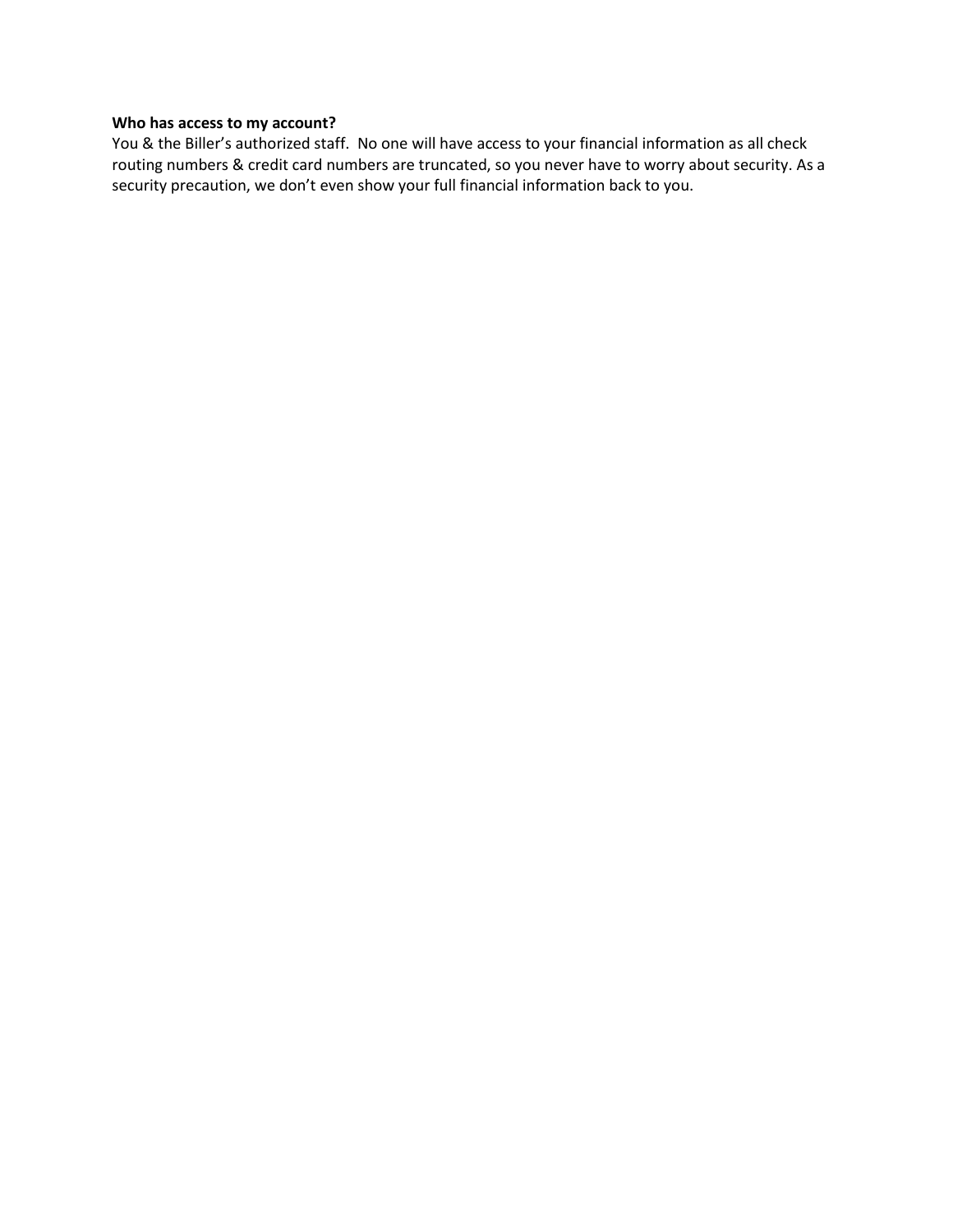**Who has access to my account?**

You & the Biller's authorized staff.  No one will have access to your financial information as all check routing numbers & credit card numbers are truncated, so you never have to worry about security. As a security precaution, we don't even show your full financial information back to you.